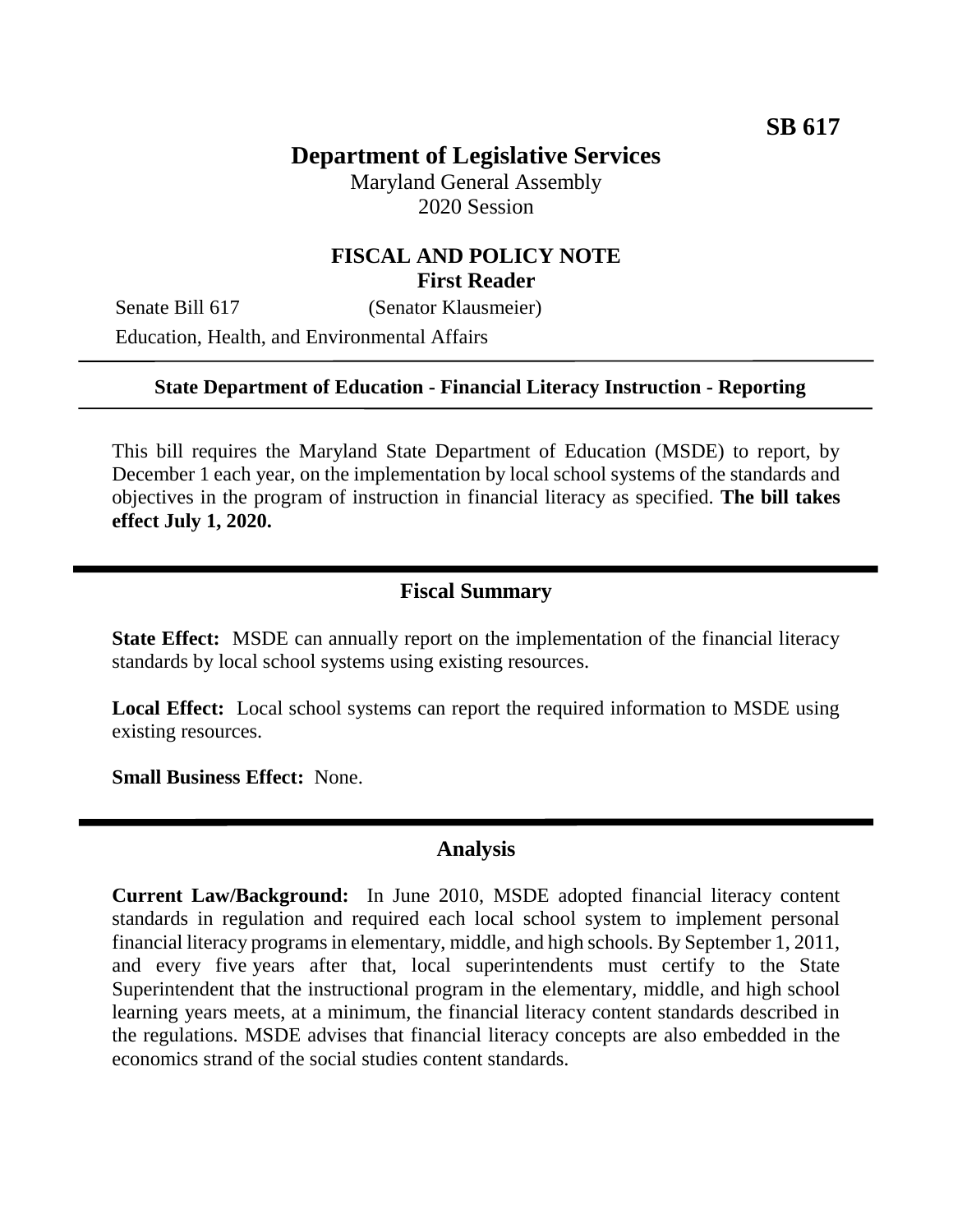**SB 617**

# Department of Legislative Services

Maryland General Assembly
2020 Session

## FISCAL AND POLICY NOTE
**First Reader**

Senate Bill 617 (Senator Klausmeier)
Education, Health, and Environmental Affairs

---

**State Department of Education - Financial Literacy Instruction - Reporting**

---

This bill requires the Maryland State Department of Education (MSDE) to report, by December 1 each year, on the implementation by local school systems of the standards and objectives in the program of instruction in financial literacy as specified. **The bill takes effect July 1, 2020.**

---

## Fiscal Summary

**State Effect:** MSDE can annually report on the implementation of the financial literacy standards by local school systems using existing resources.

**Local Effect:** Local school systems can report the required information to MSDE using existing resources.

**Small Business Effect:** None.

---

## Analysis

**Current Law/Background:** In June 2010, MSDE adopted financial literacy content standards in regulation and required each local school system to implement personal financial literacy programs in elementary, middle, and high schools. By September 1, 2011, and every five years after that, local superintendents must certify to the State Superintendent that the instructional program in the elementary, middle, and high school learning years meets, at a minimum, the financial literacy content standards described in the regulations. MSDE advises that financial literacy concepts are also embedded in the economics strand of the social studies content standards.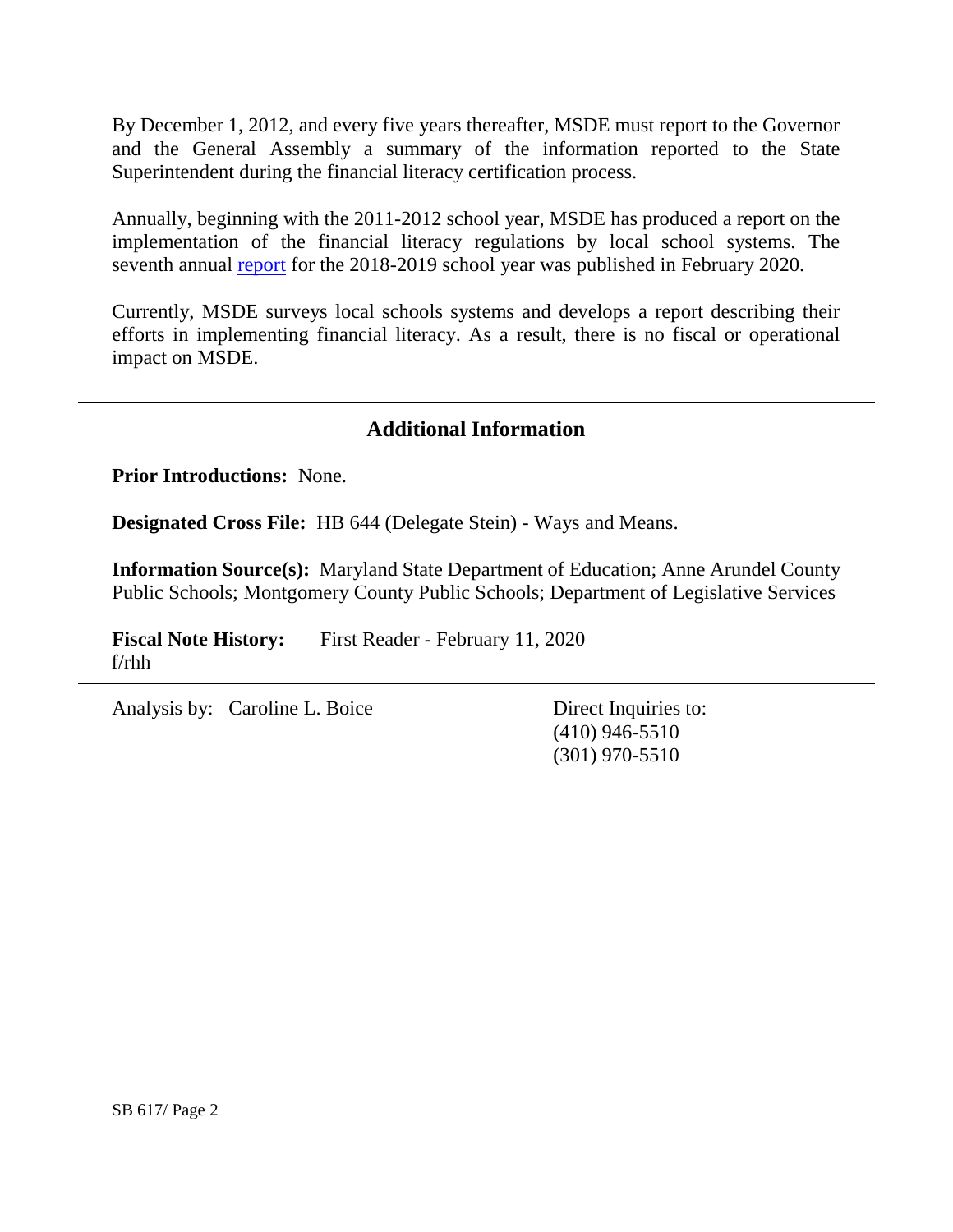By December 1, 2012, and every five years thereafter, MSDE must report to the Governor and the General Assembly a summary of the information reported to the State Superintendent during the financial literacy certification process.

Annually, beginning with the 2011-2012 school year, MSDE has produced a report on the implementation of the financial literacy regulations by local school systems. The seventh annual report for the 2018-2019 school year was published in February 2020.

Currently, MSDE surveys local schools systems and develops a report describing their efforts in implementing financial literacy. As a result, there is no fiscal or operational impact on MSDE.

## Additional Information

**Prior Introductions:** None.

**Designated Cross File:** HB 644 (Delegate Stein) - Ways and Means.

**Information Source(s):** Maryland State Department of Education; Anne Arundel County Public Schools; Montgomery County Public Schools; Department of Legislative Services

**Fiscal Note History:** First Reader - February 11, 2020
f/rhh

Analysis by: Caroline L. Boice

Direct Inquiries to:
(410) 946-5510
(301) 970-5510